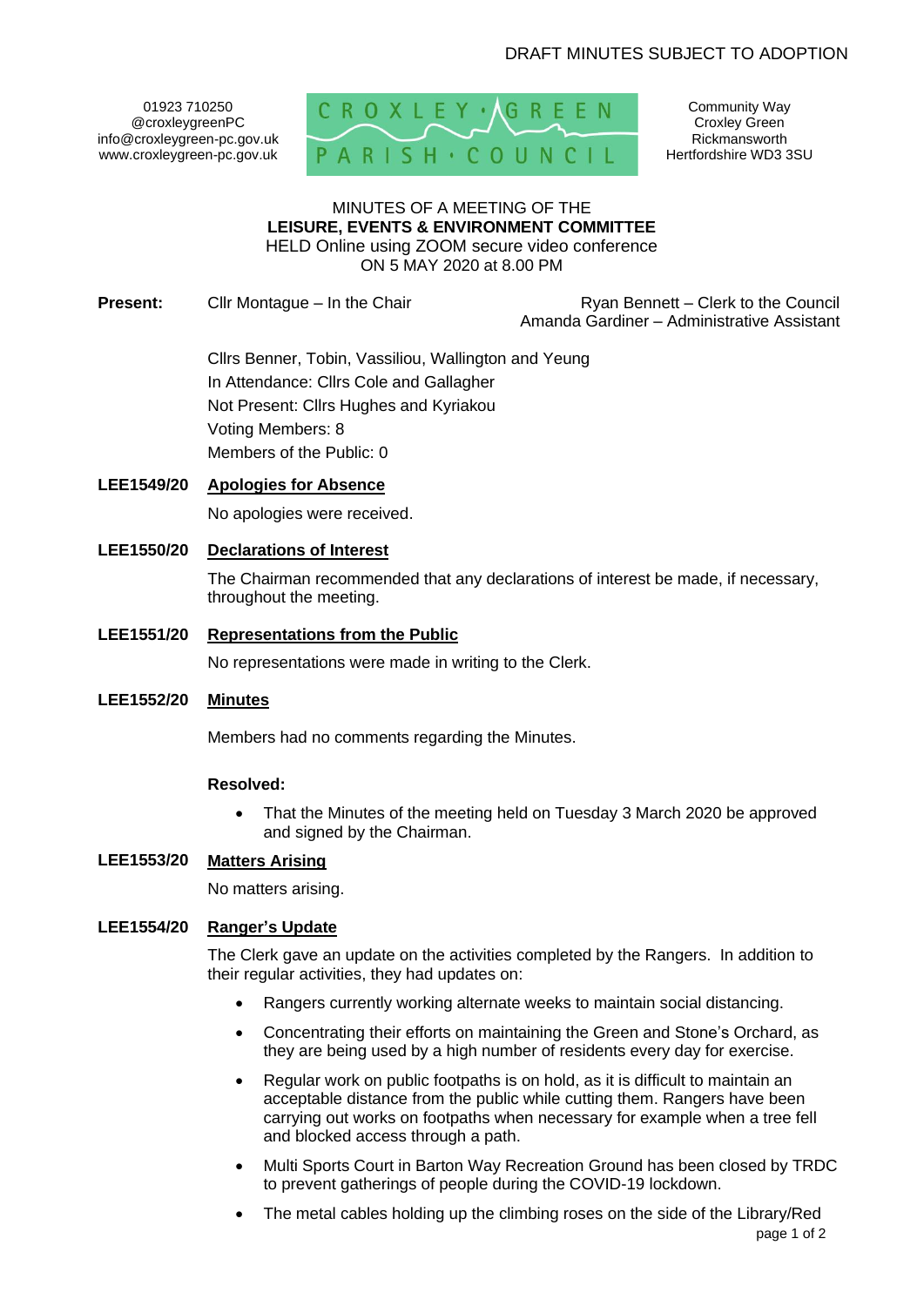DRAFT MINUTES SUBJECT TO ADOPTION

01923 710250
@croxleygreenPC
info@croxleygreen-pc.gov.uk
www.croxleygreen-pc.gov.uk

CROXLEY · GREEN PARISH · COUNCIL

Community Way
Croxley Green
Rickmansworth
Hertfordshire WD3 3SU

MINUTES OF A MEETING OF THE
**LEISURE, EVENTS & ENVIRONMENT COMMITTEE**
HELD Online using ZOOM secure video conference
ON 5 MAY 2020 at 8.00 PM

**Present:** Cllr Montague – In the Chair

Ryan Bennett – Clerk to the Council
Amanda Gardiner – Administrative Assistant

Cllrs Benner, Tobin, Vassiliou, Wallington and Yeung
In Attendance: Cllrs Cole and Gallagher
Not Present: Cllrs Hughes and Kyriakou
Voting Members: 8
Members of the Public: 0

**LEE1549/20 Apologies for Absence**

No apologies were received.

**LEE1550/20 Declarations of Interest**

The Chairman recommended that any declarations of interest be made, if necessary, throughout the meeting.

**LEE1551/20 Representations from the Public**

No representations were made in writing to the Clerk.

**LEE1552/20 Minutes**

Members had no comments regarding the Minutes.

**Resolved:**

- That the Minutes of the meeting held on Tuesday 3 March 2020 be approved and signed by the Chairman.

**LEE1553/20 Matters Arising**

No matters arising.

**LEE1554/20 Ranger's Update**

The Clerk gave an update on the activities completed by the Rangers. In addition to their regular activities, they had updates on:

- Rangers currently working alternate weeks to maintain social distancing.
- Concentrating their efforts on maintaining the Green and Stone's Orchard, as they are being used by a high number of residents every day for exercise.
- Regular work on public footpaths is on hold, as it is difficult to maintain an acceptable distance from the public while cutting them. Rangers have been carrying out works on footpaths when necessary for example when a tree fell and blocked access through a path.
- Multi Sports Court in Barton Way Recreation Ground has been closed by TRDC to prevent gatherings of people during the COVID-19 lockdown.
- The metal cables holding up the climbing roses on the side of the Library/Red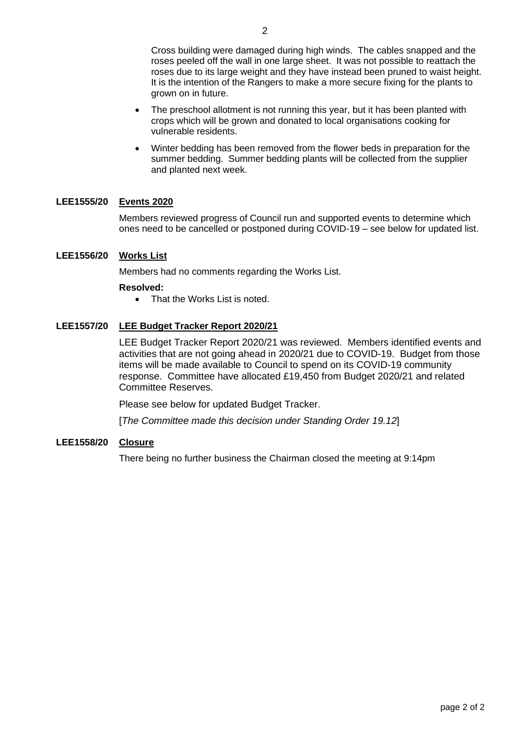Cross building were damaged during high winds. The cables snapped and the roses peeled off the wall in one large sheet. It was not possible to reattach the roses due to its large weight and they have instead been pruned to waist height. It is the intention of the Rangers to make a more secure fixing for the plants to grown on in future.

- The preschool allotment is not running this year, but it has been planted with crops which will be grown and donated to local organisations cooking for vulnerable residents.
- Winter bedding has been removed from the flower beds in preparation for the summer bedding. Summer bedding plants will be collected from the supplier and planted next week.

**LEE1555/20 Events 2020**

Members reviewed progress of Council run and supported events to determine which ones need to be cancelled or postponed during COVID-19 – see below for updated list.

**LEE1556/20 Works List**

Members had no comments regarding the Works List.

**Resolved:**

- That the Works List is noted.

**LEE1557/20 LEE Budget Tracker Report 2020/21**

LEE Budget Tracker Report 2020/21 was reviewed. Members identified events and activities that are not going ahead in 2020/21 due to COVID-19. Budget from those items will be made available to Council to spend on its COVID-19 community response. Committee have allocated £19,450 from Budget 2020/21 and related Committee Reserves.

Please see below for updated Budget Tracker.

[*The Committee made this decision under Standing Order 19.12*]

**LEE1558/20 Closure**

There being no further business the Chairman closed the meeting at 9:14pm